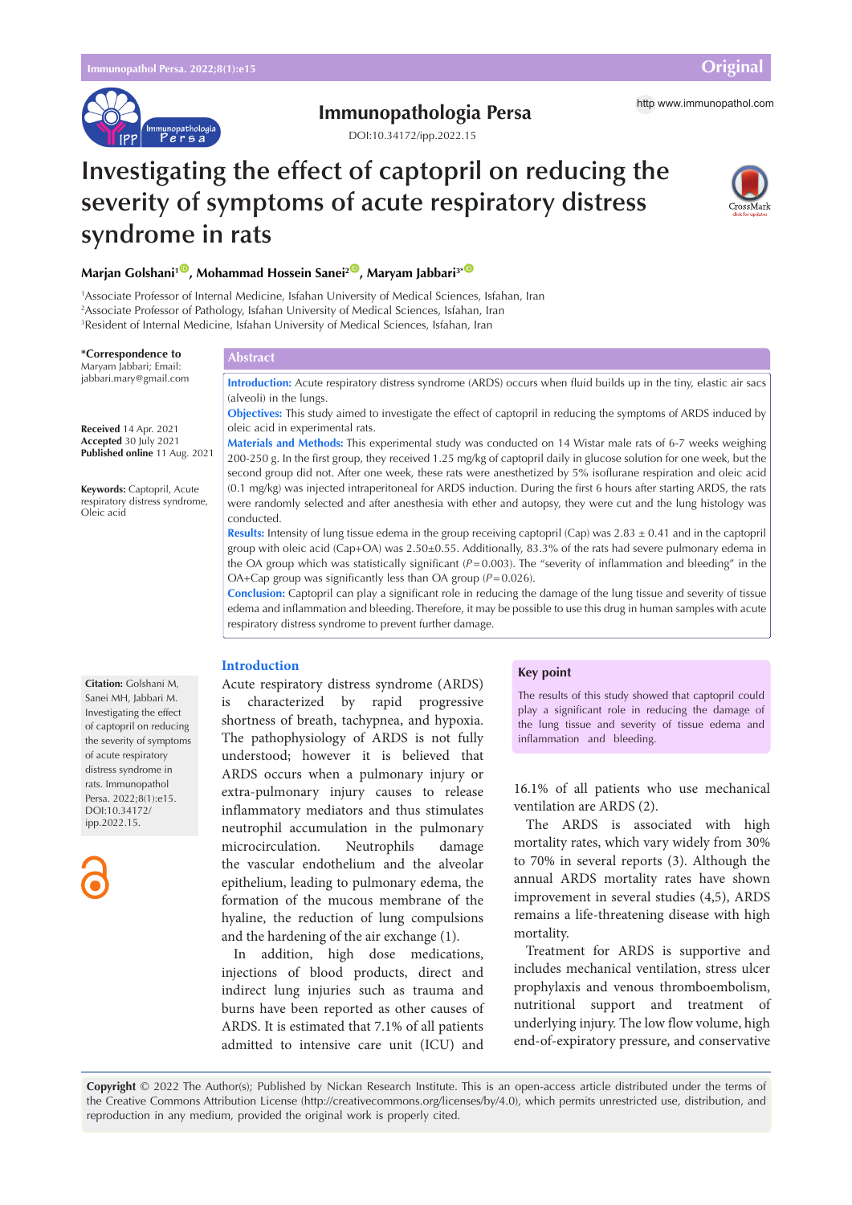Original

# Immunopathologia Persa

DOI:10.34172/ipp.2022.15

http www.immunopathol.com

# Investigating the effect of captopril on reducing the severity of symptoms of acute respiratory distress syndrome in rats

**Marjan Golshani[1], Mohammad Hossein Sanei[2], Maryam Jabbari[3]***

[1]Associate Professor of Internal Medicine, Isfahan University of Medical Sciences, Isfahan, Iran
[2]Associate Professor of Pathology, Isfahan University of Medical Sciences, Isfahan, Iran
[3]Resident of Internal Medicine, Isfahan University of Medical Sciences, Isfahan, Iran

**\*Correspondence to**
Maryam Jabbari; Email: jabbari.mary@gmail.com

**Received** 14 Apr. 2021
**Accepted** 30 July 2021
**Published online** 11 Aug. 2021

**Keywords:** Captopril, Acute respiratory distress syndrome, Oleic acid

## Abstract

**Introduction:** Acute respiratory distress syndrome (ARDS) occurs when fluid builds up in the tiny, elastic air sacs (alveoli) in the lungs.

**Objectives:** This study aimed to investigate the effect of captopril in reducing the symptoms of ARDS induced by oleic acid in experimental rats.

**Materials and Methods:** This experimental study was conducted on 14 Wistar male rats of 6-7 weeks weighing 200-250 g. In the first group, they received 1.25 mg/kg of captopril daily in glucose solution for one week, but the second group did not. After one week, these rats were anesthetized by 5% isoflurane respiration and oleic acid (0.1 mg/kg) was injected intraperitoneal for ARDS induction. During the first 6 hours after starting ARDS, the rats were randomly selected and after anesthesia with ether and autopsy, they were cut and the lung histology was conducted.

**Results:** Intensity of lung tissue edema in the group receiving captopril (Cap) was 2.83 ± 0.41 and in the captopril group with oleic acid (Cap+OA) was 2.50±0.55. Additionally, 83.3% of the rats had severe pulmonary edema in the OA group which was statistically significant (*P*=0.003). The "severity of inflammation and bleeding" in the OA+Cap group was significantly less than OA group (*P*=0.026).

**Conclusion:** Captopril can play a significant role in reducing the damage of the lung tissue and severity of tissue edema and inflammation and bleeding. Therefore, it may be possible to use this drug in human samples with acute respiratory distress syndrome to prevent further damage.

**Citation:** Golshani M, Sanei MH, Jabbari M. Investigating the effect of captopril on reducing the severity of symptoms of acute respiratory distress syndrome in rats. Immunopathol Persa. 2022;8(1):e15. DOI:10.34172/ipp.2022.15.

## Introduction

Acute respiratory distress syndrome (ARDS) is characterized by rapid progressive shortness of breath, tachypnea, and hypoxia. The pathophysiology of ARDS is not fully understood; however it is believed that ARDS occurs when a pulmonary injury or extra-pulmonary injury causes to release inflammatory mediators and thus stimulates neutrophil accumulation in the pulmonary microcirculation. Neutrophils damage the vascular endothelium and the alveolar epithelium, leading to pulmonary edema, the formation of the mucous membrane of the hyaline, the reduction of lung compulsions and the hardening of the air exchange (1).

In addition, high dose medications, injections of blood products, direct and indirect lung injuries such as trauma and burns have been reported as other causes of ARDS. It is estimated that 7.1% of all patients admitted to intensive care unit (ICU) and 16.1% of all patients who use mechanical ventilation are ARDS (2).

The ARDS is associated with high mortality rates, which vary widely from 30% to 70% in several reports (3). Although the annual ARDS mortality rates have shown improvement in several studies (4,5), ARDS remains a life-threatening disease with high mortality.

Treatment for ARDS is supportive and includes mechanical ventilation, stress ulcer prophylaxis and venous thromboembolism, nutritional support and treatment of underlying injury. The low flow volume, high end-of-expiratory pressure, and conservative

**Key point**

The results of this study showed that captopril could play a significant role in reducing the damage of the lung tissue and severity of tissue edema and inflammation and bleeding.

**Copyright** © 2022 The Author(s); Published by Nickan Research Institute. This is an open-access article distributed under the terms of the Creative Commons Attribution License (http://creativecommons.org/licenses/by/4.0), which permits unrestricted use, distribution, and reproduction in any medium, provided the original work is properly cited.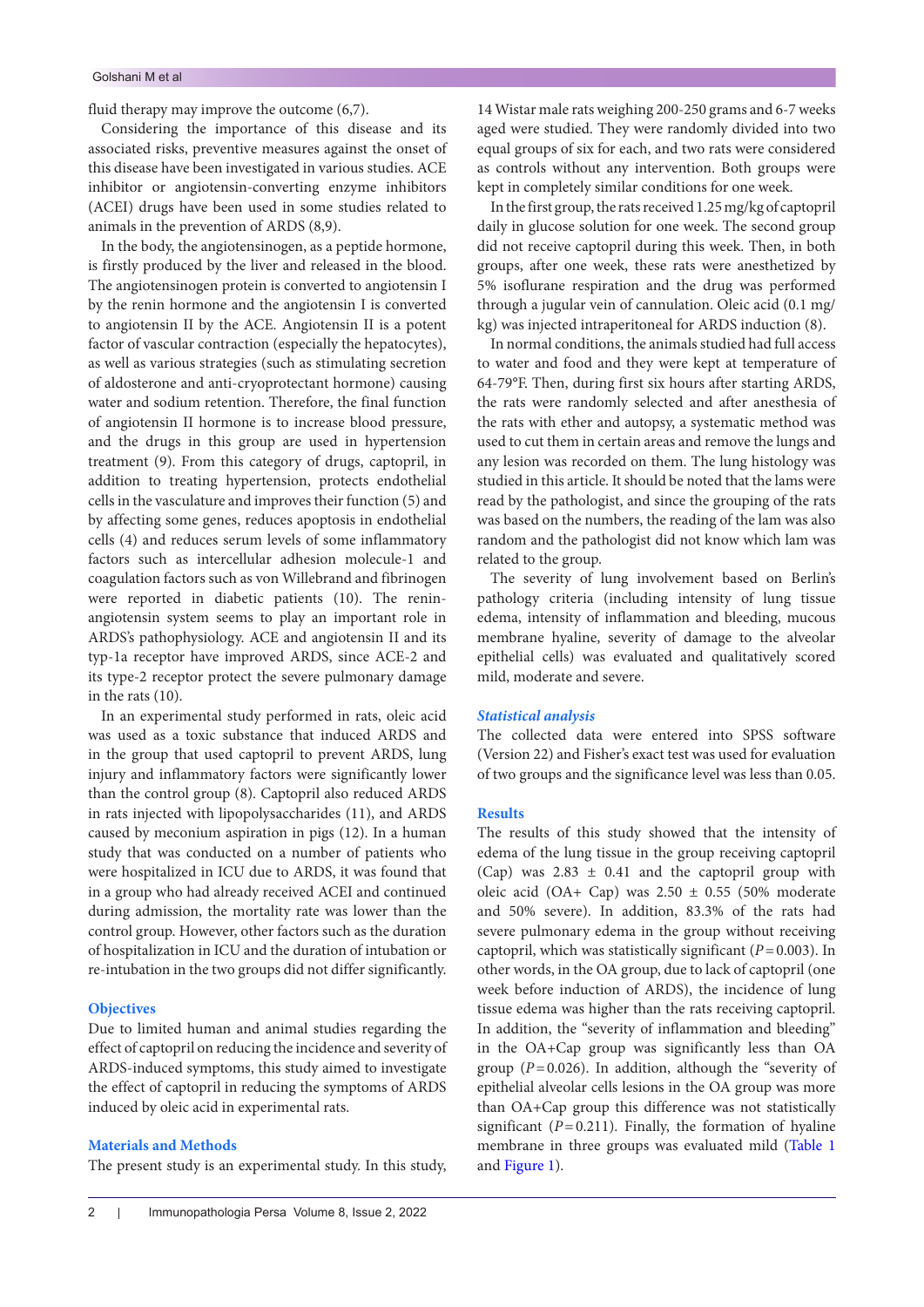fluid therapy may improve the outcome (6,7).

Considering the importance of this disease and its associated risks, preventive measures against the onset of this disease have been investigated in various studies. ACE inhibitor or angiotensin-converting enzyme inhibitors (ACEI) drugs have been used in some studies related to animals in the prevention of ARDS (8,9).

In the body, the angiotensinogen, as a peptide hormone, is firstly produced by the liver and released in the blood. The angiotensinogen protein is converted to angiotensin I by the renin hormone and the angiotensin I is converted to angiotensin II by the ACE. Angiotensin II is a potent factor of vascular contraction (especially the hepatocytes), as well as various strategies (such as stimulating secretion of aldosterone and anti-cryoprotectant hormone) causing water and sodium retention. Therefore, the final function of angiotensin II hormone is to increase blood pressure, and the drugs in this group are used in hypertension treatment (9). From this category of drugs, captopril, in addition to treating hypertension, protects endothelial cells in the vasculature and improves their function (5) and by affecting some genes, reduces apoptosis in endothelial cells (4) and reduces serum levels of some inflammatory factors such as intercellular adhesion molecule-1 and coagulation factors such as von Willebrand and fibrinogen were reported in diabetic patients (10). The renin-angiotensin system seems to play an important role in ARDS's pathophysiology. ACE and angiotensin II and its typ-1a receptor have improved ARDS, since ACE-2 and its type-2 receptor protect the severe pulmonary damage in the rats (10).

In an experimental study performed in rats, oleic acid was used as a toxic substance that induced ARDS and in the group that used captopril to prevent ARDS, lung injury and inflammatory factors were significantly lower than the control group (8). Captopril also reduced ARDS in rats injected with lipopolysaccharides (11), and ARDS caused by meconium aspiration in pigs (12). In a human study that was conducted on a number of patients who were hospitalized in ICU due to ARDS, it was found that in a group who had already received ACEI and continued during admission, the mortality rate was lower than the control group. However, other factors such as the duration of hospitalization in ICU and the duration of intubation or re-intubation in the two groups did not differ significantly.

## Objectives

Due to limited human and animal studies regarding the effect of captopril on reducing the incidence and severity of ARDS-induced symptoms, this study aimed to investigate the effect of captopril in reducing the symptoms of ARDS induced by oleic acid in experimental rats.

## Materials and Methods

The present study is an experimental study. In this study, 14 Wistar male rats weighing 200-250 grams and 6-7 weeks aged were studied. They were randomly divided into two equal groups of six for each, and two rats were considered as controls without any intervention. Both groups were kept in completely similar conditions for one week.

In the first group, the rats received 1.25 mg/kg of captopril daily in glucose solution for one week. The second group did not receive captopril during this week. Then, in both groups, after one week, these rats were anesthetized by 5% isoflurane respiration and the drug was performed through a jugular vein of cannulation. Oleic acid (0.1 mg/kg) was injected intraperitoneal for ARDS induction (8).

In normal conditions, the animals studied had full access to water and food and they were kept at temperature of 64-79°F. Then, during first six hours after starting ARDS, the rats were randomly selected and after anesthesia of the rats with ether and autopsy, a systematic method was used to cut them in certain areas and remove the lungs and any lesion was recorded on them. The lung histology was studied in this article. It should be noted that the lams were read by the pathologist, and since the grouping of the rats was based on the numbers, the reading of the lam was also random and the pathologist did not know which lam was related to the group.

The severity of lung involvement based on Berlin's pathology criteria (including intensity of lung tissue edema, intensity of inflammation and bleeding, mucous membrane hyaline, severity of damage to the alveolar epithelial cells) was evaluated and qualitatively scored mild, moderate and severe.

### *Statistical analysis*

The collected data were entered into SPSS software (Version 22) and Fisher's exact test was used for evaluation of two groups and the significance level was less than 0.05.

## Results

The results of this study showed that the intensity of edema of the lung tissue in the group receiving captopril (Cap) was 2.83 ± 0.41 and the captopril group with oleic acid (OA+ Cap) was 2.50 ± 0.55 (50% moderate and 50% severe). In addition, 83.3% of the rats had severe pulmonary edema in the group without receiving captopril, which was statistically significant ($P = 0.003$). In other words, in the OA group, due to lack of captopril (one week before induction of ARDS), the incidence of lung tissue edema was higher than the rats receiving captopril. In addition, the "severity of inflammation and bleeding" in the OA+Cap group was significantly less than OA group ($P = 0.026$). In addition, although the "severity of epithelial alveolar cells lesions in the OA group was more than OA+Cap group this difference was not statistically significant ($P = 0.211$). Finally, the formation of hyaline membrane in three groups was evaluated mild (Table 1 and Figure 1).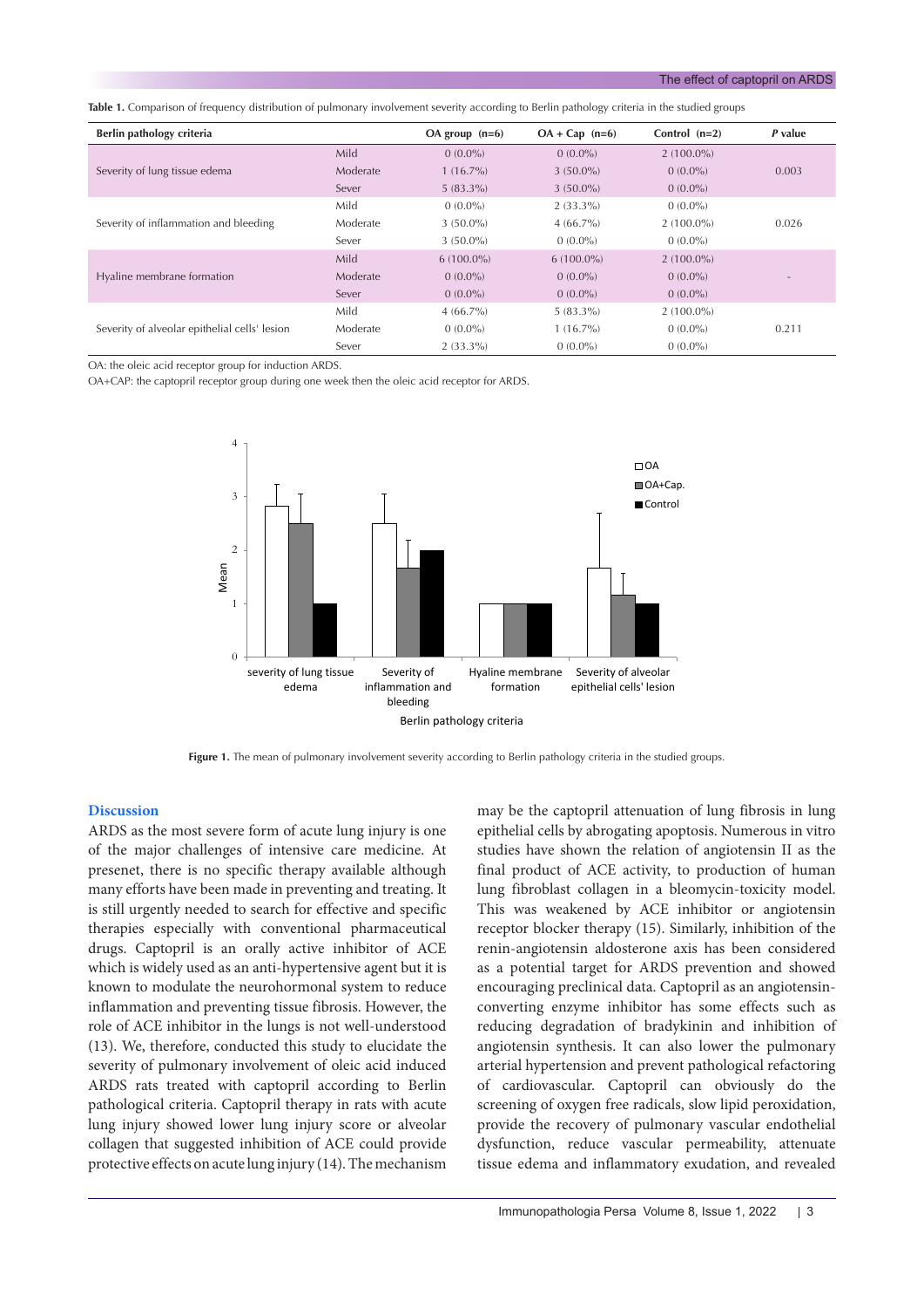**Table 1.** Comparison of frequency distribution of pulmonary involvement severity according to Berlin pathology criteria in the studied groups

| Berlin pathology criteria | | OA group (n=6) | OA + Cap (n=6) | Control (n=2) | *P* value |
|---|---|---|---|---|---|
| Severity of lung tissue edema | Mild | 0 (0.0%) | 0 (0.0%) | 2 (100.0%) | 0.003 |
| | Moderate | 1 (16.7%) | 3 (50.0%) | 0 (0.0%) | |
| | Sever | 5 (83.3%) | 3 (50.0%) | 0 (0.0%) | |
| Severity of inflammation and bleeding | Mild | 0 (0.0%) | 2 (33.3%) | 0 (0.0%) | 0.026 |
| | Moderate | 3 (50.0%) | 4 (66.7%) | 2 (100.0%) | |
| | Sever | 3 (50.0%) | 0 (0.0%) | 0 (0.0%) | |
| Hyaline membrane formation | Mild | 6 (100.0%) | 6 (100.0%) | 2 (100.0%) | - |
| | Moderate | 0 (0.0%) | 0 (0.0%) | 0 (0.0%) | |
| | Sever | 0 (0.0%) | 0 (0.0%) | 0 (0.0%) | |
| Severity of alveolar epithelial cells' lesion | Mild | 4 (66.7%) | 5 (83.3%) | 2 (100.0%) | 0.211 |
| | Moderate | 0 (0.0%) | 1 (16.7%) | 0 (0.0%) | |
| | Sever | 2 (33.3%) | 0 (0.0%) | 0 (0.0%) | |

OA: the oleic acid receptor group for induction ARDS.
OA+CAP: the captopril receptor group during one week then the oleic acid receptor for ARDS.

**Figure 1.** The mean of pulmonary involvement severity according to Berlin pathology criteria in the studied groups.

## Discussion

ARDS as the most severe form of acute lung injury is one of the major challenges of intensive care medicine. At presenet, there is no specific therapy available although many efforts have been made in preventing and treating. It is still urgently needed to search for effective and specific therapies especially with conventional pharmaceutical drugs. Captopril is an orally active inhibitor of ACE which is widely used as an anti-hypertensive agent but it is known to modulate the neurohormonal system to reduce inflammation and preventing tissue fibrosis. However, the role of ACE inhibitor in the lungs is not well-understood (13). We, therefore, conducted this study to elucidate the severity of pulmonary involvement of oleic acid induced ARDS rats treated with captopril according to Berlin pathological criteria. Captopril therapy in rats with acute lung injury showed lower lung injury score or alveolar collagen that suggested inhibition of ACE could provide protective effects on acute lung injury (14). The mechanism may be the captopril attenuation of lung fibrosis in lung epithelial cells by abrogating apoptosis. Numerous in vitro studies have shown the relation of angiotensin II as the final product of ACE activity, to production of human lung fibroblast collagen in a bleomycin-toxicity model. This was weakened by ACE inhibitor or angiotensin receptor blocker therapy (15). Similarly, inhibition of the renin-angiotensin aldosterone axis has been considered as a potential target for ARDS prevention and showed encouraging preclinical data. Captopril as an angiotensin-converting enzyme inhibitor has some effects such as reducing degradation of bradykinin and inhibition of angiotensin synthesis. It can also lower the pulmonary arterial hypertension and prevent pathological refactoring of cardiovascular. Captopril can obviously do the screening of oxygen free radicals, slow lipid peroxidation, provide the recovery of pulmonary vascular endothelial dysfunction, reduce vascular permeability, attenuate tissue edema and inflammatory exudation, and revealed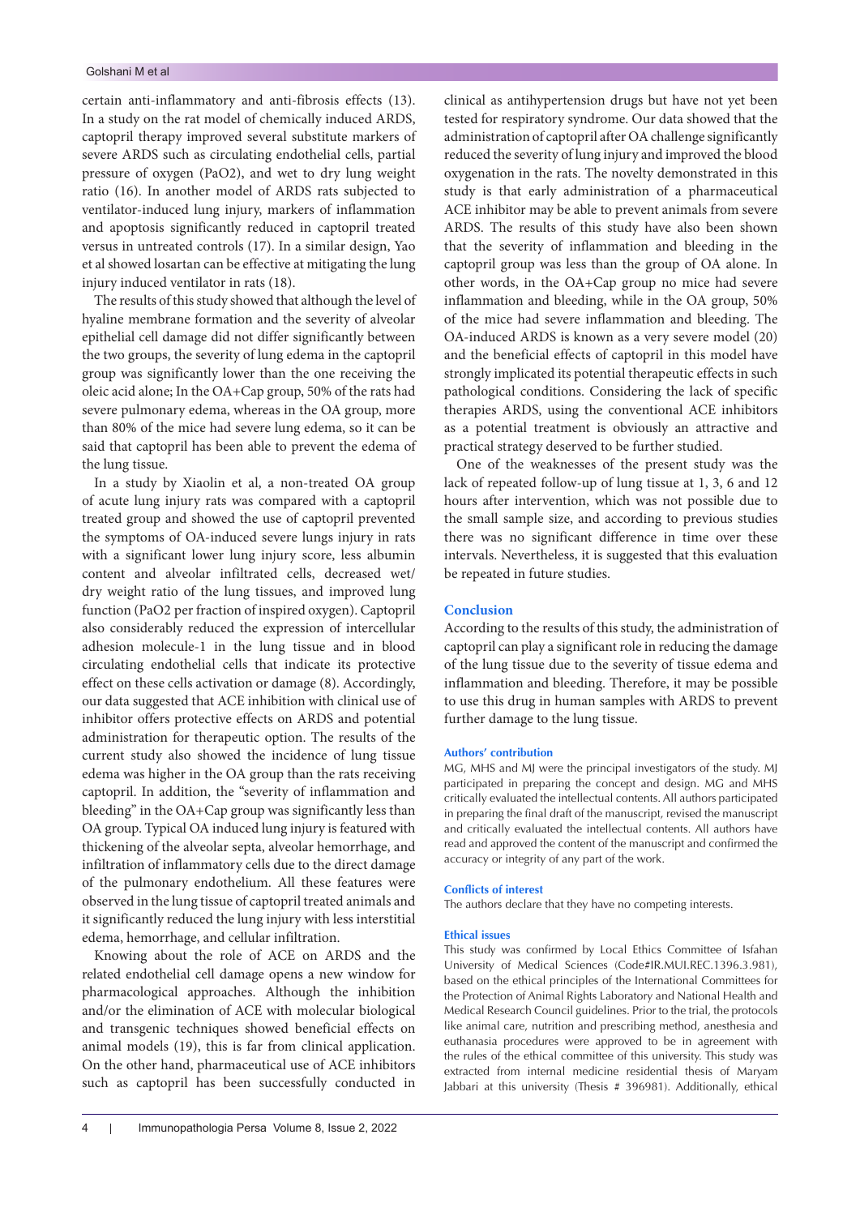certain anti-inflammatory and anti-fibrosis effects (13). In a study on the rat model of chemically induced ARDS, captopril therapy improved several substitute markers of severe ARDS such as circulating endothelial cells, partial pressure of oxygen (PaO2), and wet to dry lung weight ratio (16). In another model of ARDS rats subjected to ventilator-induced lung injury, markers of inflammation and apoptosis significantly reduced in captopril treated versus in untreated controls (17). In a similar design, Yao et al showed losartan can be effective at mitigating the lung injury induced ventilator in rats (18).

The results of this study showed that although the level of hyaline membrane formation and the severity of alveolar epithelial cell damage did not differ significantly between the two groups, the severity of lung edema in the captopril group was significantly lower than the one receiving the oleic acid alone; In the OA+Cap group, 50% of the rats had severe pulmonary edema, whereas in the OA group, more than 80% of the mice had severe lung edema, so it can be said that captopril has been able to prevent the edema of the lung tissue.

In a study by Xiaolin et al, a non-treated OA group of acute lung injury rats was compared with a captopril treated group and showed the use of captopril prevented the symptoms of OA-induced severe lungs injury in rats with a significant lower lung injury score, less albumin content and alveolar infiltrated cells, decreased wet/dry weight ratio of the lung tissues, and improved lung function (PaO2 per fraction of inspired oxygen). Captopril also considerably reduced the expression of intercellular adhesion molecule-1 in the lung tissue and in blood circulating endothelial cells that indicate its protective effect on these cells activation or damage (8). Accordingly, our data suggested that ACE inhibition with clinical use of inhibitor offers protective effects on ARDS and potential administration for therapeutic option. The results of the current study also showed the incidence of lung tissue edema was higher in the OA group than the rats receiving captopril. In addition, the "severity of inflammation and bleeding" in the OA+Cap group was significantly less than OA group. Typical OA induced lung injury is featured with thickening of the alveolar septa, alveolar hemorrhage, and infiltration of inflammatory cells due to the direct damage of the pulmonary endothelium. All these features were observed in the lung tissue of captopril treated animals and it significantly reduced the lung injury with less interstitial edema, hemorrhage, and cellular infiltration.

Knowing about the role of ACE on ARDS and the related endothelial cell damage opens a new window for pharmacological approaches. Although the inhibition and/or the elimination of ACE with molecular biological and transgenic techniques showed beneficial effects on animal models (19), this is far from clinical application. On the other hand, pharmaceutical use of ACE inhibitors such as captopril has been successfully conducted in clinical as antihypertension drugs but have not yet been tested for respiratory syndrome. Our data showed that the administration of captopril after OA challenge significantly reduced the severity of lung injury and improved the blood oxygenation in the rats. The novelty demonstrated in this study is that early administration of a pharmaceutical ACE inhibitor may be able to prevent animals from severe ARDS. The results of this study have also been shown that the severity of inflammation and bleeding in the captopril group was less than the group of OA alone. In other words, in the OA+Cap group no mice had severe inflammation and bleeding, while in the OA group, 50% of the mice had severe inflammation and bleeding. The OA-induced ARDS is known as a very severe model (20) and the beneficial effects of captopril in this model have strongly implicated its potential therapeutic effects in such pathological conditions. Considering the lack of specific therapies ARDS, using the conventional ACE inhibitors as a potential treatment is obviously an attractive and practical strategy deserved to be further studied.

One of the weaknesses of the present study was the lack of repeated follow-up of lung tissue at 1, 3, 6 and 12 hours after intervention, which was not possible due to the small sample size, and according to previous studies there was no significant difference in time over these intervals. Nevertheless, it is suggested that this evaluation be repeated in future studies.

## Conclusion

According to the results of this study, the administration of captopril can play a significant role in reducing the damage of the lung tissue due to the severity of tissue edema and inflammation and bleeding. Therefore, it may be possible to use this drug in human samples with ARDS to prevent further damage to the lung tissue.

### Authors' contribution

MG, MHS and MJ were the principal investigators of the study. MJ participated in preparing the concept and design. MG and MHS critically evaluated the intellectual contents. All authors participated in preparing the final draft of the manuscript, revised the manuscript and critically evaluated the intellectual contents. All authors have read and approved the content of the manuscript and confirmed the accuracy or integrity of any part of the work.

### Conflicts of interest

The authors declare that they have no competing interests.

### Ethical issues

This study was confirmed by Local Ethics Committee of Isfahan University of Medical Sciences (Code#IR.MUI.REC.1396.3.981), based on the ethical principles of the International Committees for the Protection of Animal Rights Laboratory and National Health and Medical Research Council guidelines. Prior to the trial, the protocols like animal care, nutrition and prescribing method, anesthesia and euthanasia procedures were approved to be in agreement with the rules of the ethical committee of this university. This study was extracted from internal medicine residential thesis of Maryam Jabbari at this university (Thesis # 396981). Additionally, ethical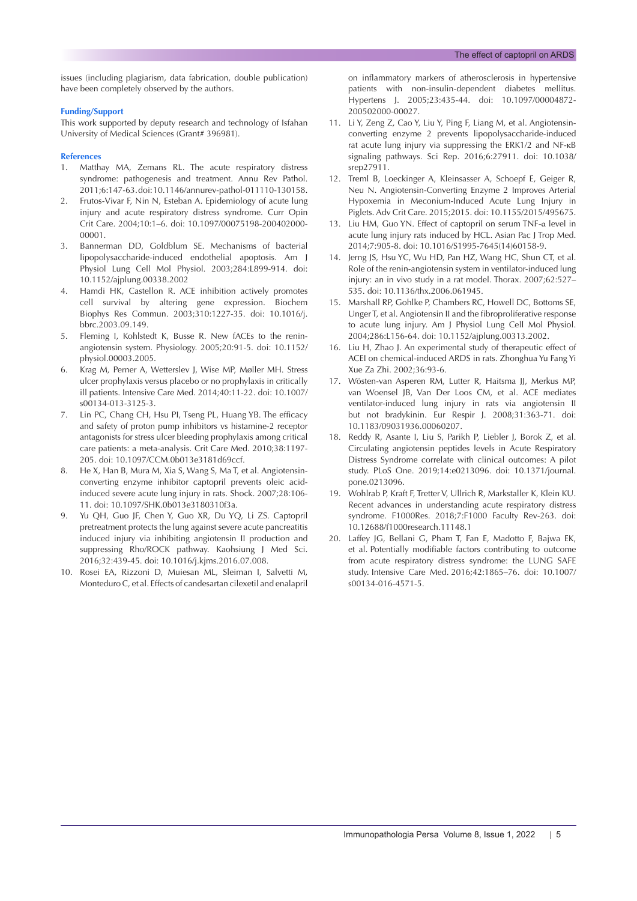issues (including plagiarism, data fabrication, double publication) have been completely observed by the authors.

### Funding/Support

This work supported by deputy research and technology of Isfahan University of Medical Sciences (Grant# 396981).

### References

1. Matthay MA, Zemans RL. The acute respiratory distress syndrome: pathogenesis and treatment. Annu Rev Pathol. 2011;6:147-63. doi: 10.1146/annurev-pathol-011110-130158.
2. Frutos-Vivar F, Nin N, Esteban A. Epidemiology of acute lung injury and acute respiratory distress syndrome. Curr Opin Crit Care. 2004;10:1–6. doi: 10.1097/00075198-200402000-00001.
3. Bannerman DD, Goldblum SE. Mechanisms of bacterial lipopolysaccharide-induced endothelial apoptosis. Am J Physiol Lung Cell Mol Physiol. 2003;284:L899-914. doi: 10.1152/ajplung.00338.2002
4. Hamdi HK, Castellon R. ACE inhibition actively promotes cell survival by altering gene expression. Biochem Biophys Res Commun. 2003;310:1227-35. doi: 10.1016/j.bbrc.2003.09.149.
5. Fleming I, Kohlstedt K, Busse R. New fACEs to the renin-angiotensin system. Physiology. 2005;20:91-5. doi: 10.1152/physiol.00003.2005.
6. Krag M, Perner A, Wetterslev J, Wise MP, Møller MH. Stress ulcer prophylaxis versus placebo or no prophylaxis in critically ill patients. Intensive Care Med. 2014;40:11-22. doi: 10.1007/s00134-013-3125-3.
7. Lin PC, Chang CH, Hsu PI, Tseng PL, Huang YB. The efficacy and safety of proton pump inhibitors vs histamine-2 receptor antagonists for stress ulcer bleeding prophylaxis among critical care patients: a meta-analysis. Crit Care Med. 2010;38:1197-205. doi: 10.1097/CCM.0b013e3181d69ccf.
8. He X, Han B, Mura M, Xia S, Wang S, Ma T, et al. Angiotensin-converting enzyme inhibitor captopril prevents oleic acid-induced severe acute lung injury in rats. Shock. 2007;28:106-11. doi: 10.1097/SHK.0b013e3180310f3a.
9. Yu QH, Guo JF, Chen Y, Guo XR, Du YQ, Li ZS. Captopril pretreatment protects the lung against severe acute pancreatitis induced injury via inhibiting angiotensin II production and suppressing Rho/ROCK pathway. Kaohsiung J Med Sci. 2016;32:439-45. doi: 10.1016/j.kjms.2016.07.008.
10. Rosei EA, Rizzoni D, Muiesan ML, Sleiman I, Salvetti M, Monteduro C, et al. Effects of candesartan cilexetil and enalapril on inflammatory markers of atherosclerosis in hypertensive patients with non-insulin-dependent diabetes mellitus. Hypertens J. 2005;23:435-44. doi: 10.1097/00004872-200502000-00027.
11. Li Y, Zeng Z, Cao Y, Liu Y, Ping F, Liang M, et al. Angiotensin-converting enzyme 2 prevents lipopolysaccharide-induced rat acute lung injury via suppressing the ERK1/2 and NF-κB signaling pathways. Sci Rep. 2016;6:27911. doi: 10.1038/srep27911.
12. Treml B, Loeckinger A, Kleinsasser A, Schoepf E, Geiger R, Neu N. Angiotensin-Converting Enzyme 2 Improves Arterial Hypoxemia in Meconium-Induced Acute Lung Injury in Piglets. Adv Crit Care. 2015;2015. doi: 10.1155/2015/495675.
13. Liu HM, Guo YN. Effect of captopril on serum TNF-α level in acute lung injury rats induced by HCL. Asian Pac J Trop Med. 2014;7:905-8. doi: 10.1016/S1995-7645(14)60158-9.
14. Jerng JS, Hsu YC, Wu HD, Pan HZ, Wang HC, Shun CT, et al. Role of the renin-angiotensin system in ventilator-induced lung injury: an in vivo study in a rat model. Thorax. 2007;62:527–535. doi: 10.1136/thx.2006.061945.
15. Marshall RP, Gohlke P, Chambers RC, Howell DC, Bottoms SE, Unger T, et al. Angiotensin II and the fibroproliferative response to acute lung injury. Am J Physiol Lung Cell Mol Physiol. 2004;286:L156-64. doi: 10.1152/ajplung.00313.2002.
16. Liu H, Zhao J. An experimental study of therapeutic effect of ACEI on chemical-induced ARDS in rats. Zhonghua Yu Fang Yi Xue Za Zhi. 2002;36:93-6.
17. Wösten-van Asperen RM, Lutter R, Haitsma JJ, Merkus MP, van Woensel JB, Van Der Loos CM, et al. ACE mediates ventilator-induced lung injury in rats via angiotensin II but not bradykinin. Eur Respir J. 2008;31:363-71. doi: 10.1183/09031936.00060207.
18. Reddy R, Asante I, Liu S, Parikh P, Liebler J, Borok Z, et al. Circulating angiotensin peptides levels in Acute Respiratory Distress Syndrome correlate with clinical outcomes: A pilot study. PLoS One. 2019;14:e0213096. doi: 10.1371/journal.pone.0213096.
19. Wohlrab P, Kraft F, Tretter V, Ullrich R, Markstaller K, Klein KU. Recent advances in understanding acute respiratory distress syndrome. F1000Res. 2018;7:F1000 Faculty Rev-263. doi: 10.12688/f1000research.11148.1
20. Laffey JG, Bellani G, Pham T, Fan E, Madotto F, Bajwa EK, et al. Potentially modifiable factors contributing to outcome from acute respiratory distress syndrome: the LUNG SAFE study. Intensive Care Med. 2016;42:1865–76. doi: 10.1007/s00134-016-4571-5.